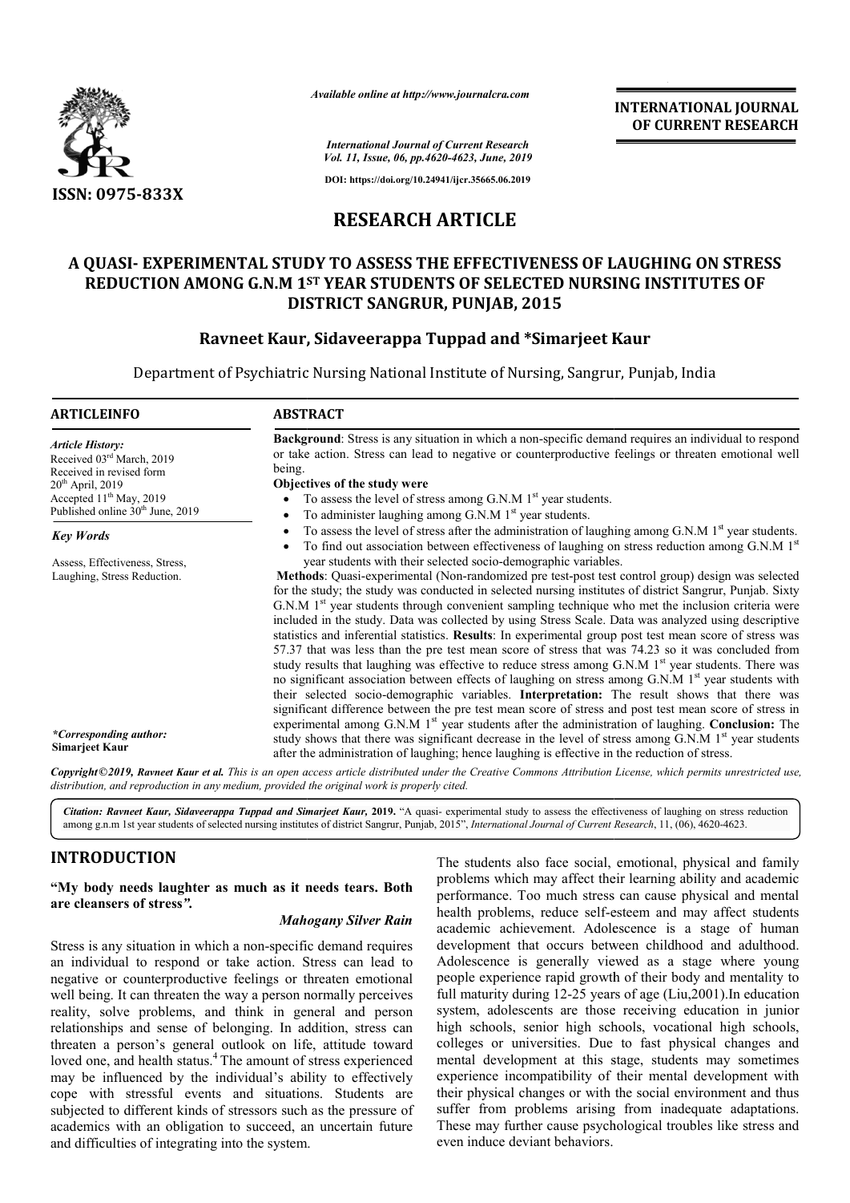# RESEARCH ARTICLE

## A QUASI- EXPERIMENTAL STUDY TO ASSESS THE EFFECTIVENESS OF LAUGHING ON STRESS REDUCTION AMONG G.N.M 1ST YEAR STUDENTS OF SELECTED NURSING INSTITUTES OF DISTRICT SANGRUR, PUNJAB, 2015

**Ravneet Kaur, Sidaveerappa Tuppad and \*Simarjeet Kaur**

Department of Psychiatric Nursing National Institute of Nursing, Sangrur, Punjab, India

**ARTICLE INFO**

*Article History:*
Received 03rd March, 2019
Received in revised form
20th April, 2019
Accepted 11th May, 2019
Published online 30th June, 2019

*Key Words*

Assess, Effectiveness, Stress, Laughing, Stress Reduction.

*\*Corresponding author:*
**Simarjeet Kaur**

**ABSTRACT**

**Background**: Stress is any situation in which a non-specific demand requires an individual to respond or take action. Stress can lead to negative or counterproductive feelings or threaten emotional well being.

**Objectives of the study were**

- To assess the level of stress among G.N.M 1st year students.
- To administer laughing among G.N.M 1st year students.
- To assess the level of stress after the administration of laughing among G.N.M 1st year students.
- To find out association between effectiveness of laughing on stress reduction among G.N.M 1st year students with their selected socio-demographic variables.

**Methods**: Quasi-experimental (Non-randomized pre test-post test control group) design was selected for the study; the study was conducted in selected nursing institutes of district Sangrur, Punjab. Sixty G.N.M 1st year students through convenient sampling technique who met the inclusion criteria were included in the study. Data was collected by using Stress Scale. Data was analyzed using descriptive statistics and inferential statistics. **Results**: In experimental group post test mean score of stress was 57.37 that was less than the pre test mean score of stress that was 74.23 so it was concluded from study results that laughing was effective to reduce stress among G.N.M 1st year students. There was no significant association between effects of laughing on stress among G.N.M 1st year students with their selected socio-demographic variables. **Interpretation:** The result shows that there was significant difference between the pre test mean score of stress and post test mean score of stress in experimental among G.N.M 1st year students after the administration of laughing. **Conclusion:** The study shows that there was significant decrease in the level of stress among G.N.M 1st year students after the administration of laughing; hence laughing is effective in the reduction of stress.

*Copyright©2019, Ravneet Kaur et al. This is an open access article distributed under the Creative Commons Attribution License, which permits unrestricted use, distribution, and reproduction in any medium, provided the original work is properly cited.*

***Citation: Ravneet Kaur, Sidaveerappa Tuppad and Simarjeet Kaur,* 2019.** "A quasi- experimental study to assess the effectiveness of laughing on stress reduction among g.n.m 1st year students of selected nursing institutes of district Sangrur, Punjab, 2015", *International Journal of Current Research*, 11, (06), 4620-4623.

## INTRODUCTION

**"My body needs laughter as much as it needs tears. Both are cleansers of stress".**

***Mahogany Silver Rain***

Stress is any situation in which a non-specific demand requires an individual to respond or take action. Stress can lead to negative or counterproductive feelings or threaten emotional well being. It can threaten the way a person normally perceives reality, solve problems, and think in general and person relationships and sense of belonging. In addition, stress can threaten a person's general outlook on life, attitude toward loved one, and health status.[4] The amount of stress experienced may be influenced by the individual's ability to effectively cope with stressful events and situations. Students are subjected to different kinds of stressors such as the pressure of academics with an obligation to succeed, an uncertain future and difficulties of integrating into the system.

The students also face social, emotional, physical and family problems which may affect their learning ability and academic performance. Too much stress can cause physical and mental health problems, reduce self-esteem and may affect students academic achievement. Adolescence is a stage of human development that occurs between childhood and adulthood. Adolescence is generally viewed as a stage where young people experience rapid growth of their body and mentality to full maturity during 12-25 years of age (Liu,2001).In education system, adolescents are those receiving education in junior high schools, senior high schools, vocational high schools, colleges or universities. Due to fast physical changes and mental development at this stage, students may sometimes experience incompatibility of their mental development with their physical changes or with the social environment and thus suffer from problems arising from inadequate adaptations. These may further cause psychological troubles like stress and even induce deviant behaviors.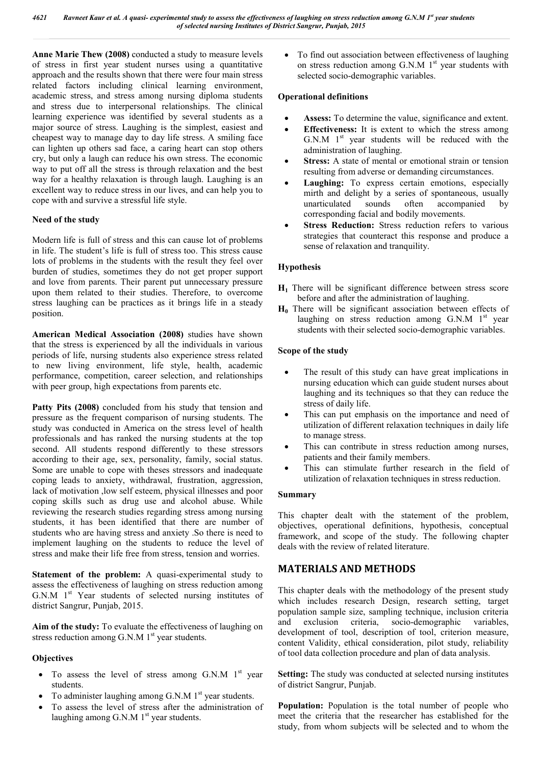**Anne Marie Thew (2008)** conducted a study to measure levels of stress in first year student nurses using a quantitative approach and the results shown that there were four main stress related factors including clinical learning environment, academic stress, and stress among nursing diploma students and stress due to interpersonal relationships. The clinical learning experience was identified by several students as a major source of stress. Laughing is the simplest, easiest and cheapest way to manage day to day life stress. A smiling face can lighten up others sad face, a caring heart can stop others cry, but only a laugh can reduce his own stress. The economic way to put off all the stress is through relaxation and the best way for a healthy relaxation is through laugh. Laughing is an excellent way to reduce stress in our lives, and can help you to cope with and survive a stressful life style.

**Need of the study**

Modern life is full of stress and this can cause lot of problems in life. The student's life is full of stress too. This stress cause lots of problems in the students with the result they feel over burden of studies, sometimes they do not get proper support and love from parents. Their parent put unnecessary pressure upon them related to their studies. Therefore, to overcome stress laughing can be practices as it brings life in a steady position.

**American Medical Association (2008)** studies have shown that the stress is experienced by all the individuals in various periods of life, nursing students also experience stress related to new living environment, life style, health, academic performance, competition, career selection, and relationships with peer group, high expectations from parents etc.

**Patty Pits (2008)** concluded from his study that tension and pressure as the frequent comparison of nursing students. The study was conducted in America on the stress level of health professionals and has ranked the nursing students at the top second. All students respond differently to these stressors according to their age, sex, personality, family, social status. Some are unable to cope with theses stressors and inadequate coping leads to anxiety, withdrawal, frustration, aggression, lack of motivation ,low self esteem, physical illnesses and poor coping skills such as drug use and alcohol abuse. While reviewing the research studies regarding stress among nursing students, it has been identified that there are number of students who are having stress and anxiety .So there is need to implement laughing on the students to reduce the level of stress and make their life free from stress, tension and worries.

**Statement of the problem:** A quasi-experimental study to assess the effectiveness of laughing on stress reduction among G.N.M 1st Year students of selected nursing institutes of district Sangrur, Punjab, 2015.

**Aim of the study:** To evaluate the effectiveness of laughing on stress reduction among G.N.M 1st year students.

**Objectives**

- To assess the level of stress among G.N.M 1st year students.
- To administer laughing among G.N.M 1st year students.
- To assess the level of stress after the administration of laughing among G.N.M 1st year students.
- To find out association between effectiveness of laughing on stress reduction among G.N.M 1st year students with selected socio-demographic variables.

**Operational definitions**

- **Assess:** To determine the value, significance and extent.
- **Effectiveness:** It is extent to which the stress among G.N.M 1st year students will be reduced with the administration of laughing.
- **Stress:** A state of mental or emotional strain or tension resulting from adverse or demanding circumstances.
- **Laughing:** To express certain emotions, especially mirth and delight by a series of spontaneous, usually unarticulated sounds often accompanied by corresponding facial and bodily movements.
- **Stress Reduction:** Stress reduction refers to various strategies that counteract this response and produce a sense of relaxation and tranquility.

**Hypothesis**

**$H_1$** There will be significant difference between stress score before and after the administration of laughing.

**$H_0$** There will be significant association between effects of laughing on stress reduction among G.N.M 1st year students with their selected socio-demographic variables.

**Scope of the study**

- The result of this study can have great implications in nursing education which can guide student nurses about laughing and its techniques so that they can reduce the stress of daily life.
- This can put emphasis on the importance and need of utilization of different relaxation techniques in daily life to manage stress.
- This can contribute in stress reduction among nurses, patients and their family members.
- This can stimulate further research in the field of utilization of relaxation techniques in stress reduction.

**Summary**

This chapter dealt with the statement of the problem, objectives, operational definitions, hypothesis, conceptual framework, and scope of the study. The following chapter deals with the review of related literature.

## MATERIALS AND METHODS

This chapter deals with the methodology of the present study which includes research Design, research setting, target population sample size, sampling technique, inclusion criteria and exclusion criteria, socio-demographic variables, development of tool, description of tool, criterion measure, content Validity, ethical consideration, pilot study, reliability of tool data collection procedure and plan of data analysis.

**Setting:** The study was conducted at selected nursing institutes of district Sangrur, Punjab.

**Population:** Population is the total number of people who meet the criteria that the researcher has established for the study, from whom subjects will be selected and to whom the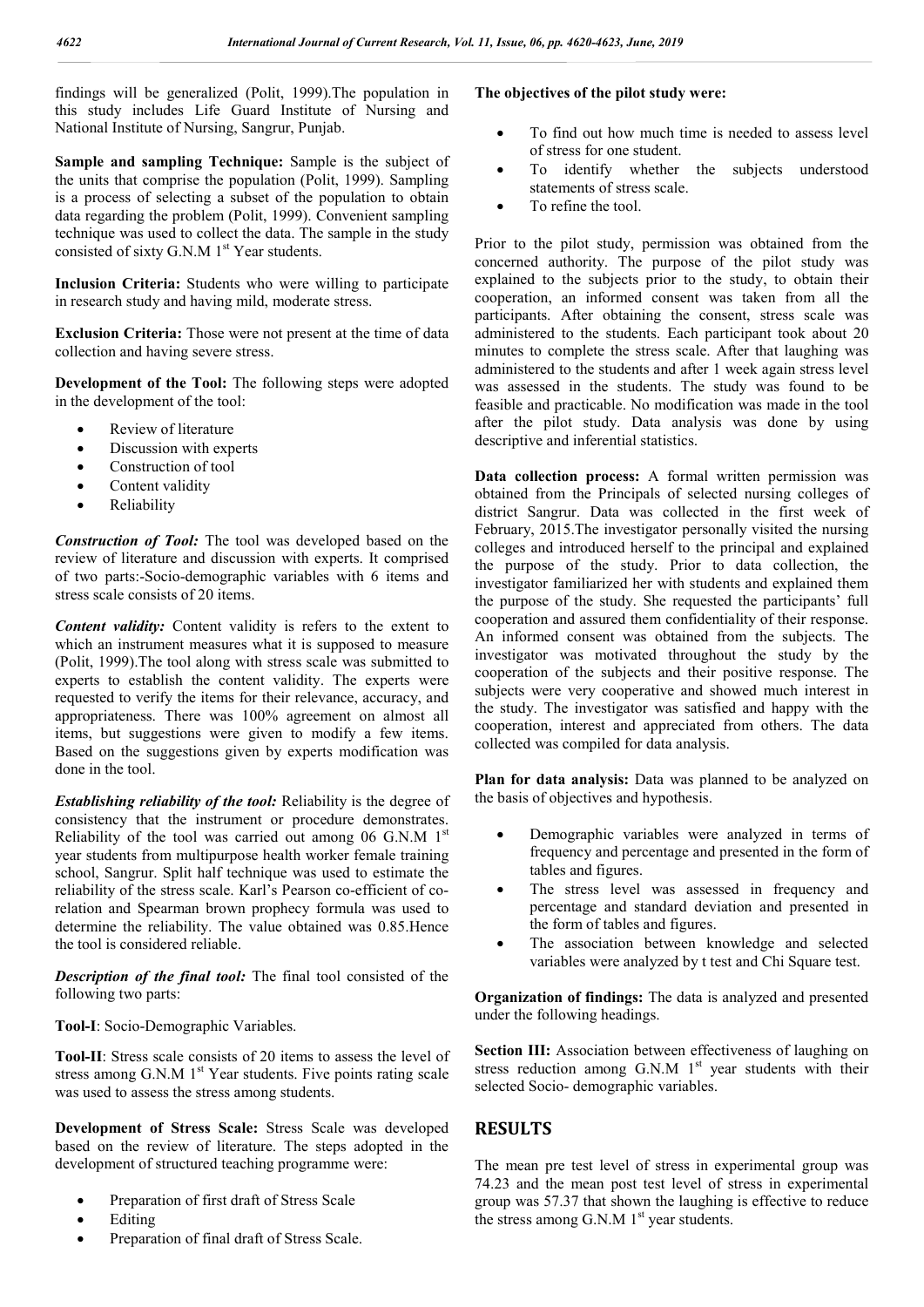findings will be generalized (Polit, 1999).The population in this study includes Life Guard Institute of Nursing and National Institute of Nursing, Sangrur, Punjab.

**Sample and sampling Technique:** Sample is the subject of the units that comprise the population (Polit, 1999). Sampling is a process of selecting a subset of the population to obtain data regarding the problem (Polit, 1999). Convenient sampling technique was used to collect the data. The sample in the study consisted of sixty G.N.M 1st Year students.

**Inclusion Criteria:** Students who were willing to participate in research study and having mild, moderate stress.

**Exclusion Criteria:** Those were not present at the time of data collection and having severe stress.

**Development of the Tool:** The following steps were adopted in the development of the tool:

- Review of literature
- Discussion with experts
- Construction of tool
- Content validity
- Reliability

***Construction of Tool:*** The tool was developed based on the review of literature and discussion with experts. It comprised of two parts:-Socio-demographic variables with 6 items and stress scale consists of 20 items.

***Content validity:*** Content validity is refers to the extent to which an instrument measures what it is supposed to measure (Polit, 1999).The tool along with stress scale was submitted to experts to establish the content validity. The experts were requested to verify the items for their relevance, accuracy, and appropriateness. There was 100% agreement on almost all items, but suggestions were given to modify a few items. Based on the suggestions given by experts modification was done in the tool.

***Establishing reliability of the tool:*** Reliability is the degree of consistency that the instrument or procedure demonstrates. Reliability of the tool was carried out among 06 G.N.M 1st year students from multipurpose health worker female training school, Sangrur. Split half technique was used to estimate the reliability of the stress scale. Karl's Pearson co-efficient of co-relation and Spearman brown prophecy formula was used to determine the reliability. The value obtained was 0.85.Hence the tool is considered reliable.

***Description of the final tool:*** The final tool consisted of the following two parts:

**Tool-I**: Socio-Demographic Variables.

**Tool-II**: Stress scale consists of 20 items to assess the level of stress among G.N.M 1st Year students. Five points rating scale was used to assess the stress among students.

**Development of Stress Scale:** Stress Scale was developed based on the review of literature. The steps adopted in the development of structured teaching programme were:

- Preparation of first draft of Stress Scale
- Editing
- Preparation of final draft of Stress Scale.

**The objectives of the pilot study were:**

- To find out how much time is needed to assess level of stress for one student.
- To identify whether the subjects understood statements of stress scale.
- To refine the tool.

Prior to the pilot study, permission was obtained from the concerned authority. The purpose of the pilot study was explained to the subjects prior to the study, to obtain their cooperation, an informed consent was taken from all the participants. After obtaining the consent, stress scale was administered to the students. Each participant took about 20 minutes to complete the stress scale. After that laughing was administered to the students and after 1 week again stress level was assessed in the students. The study was found to be feasible and practicable. No modification was made in the tool after the pilot study. Data analysis was done by using descriptive and inferential statistics.

**Data collection process:** A formal written permission was obtained from the Principals of selected nursing colleges of district Sangrur. Data was collected in the first week of February, 2015.The investigator personally visited the nursing colleges and introduced herself to the principal and explained the purpose of the study. Prior to data collection, the investigator familiarized her with students and explained them the purpose of the study. She requested the participants' full cooperation and assured them confidentiality of their response. An informed consent was obtained from the subjects. The investigator was motivated throughout the study by the cooperation of the subjects and their positive response. The subjects were very cooperative and showed much interest in the study. The investigator was satisfied and happy with the cooperation, interest and appreciated from others. The data collected was compiled for data analysis.

**Plan for data analysis:** Data was planned to be analyzed on the basis of objectives and hypothesis.

- Demographic variables were analyzed in terms of frequency and percentage and presented in the form of tables and figures.
- The stress level was assessed in frequency and percentage and standard deviation and presented in the form of tables and figures.
- The association between knowledge and selected variables were analyzed by t test and Chi Square test.

**Organization of findings:** The data is analyzed and presented under the following headings.

**Section III:** Association between effectiveness of laughing on stress reduction among G.N.M 1st year students with their selected Socio- demographic variables.

## RESULTS

The mean pre test level of stress in experimental group was 74.23 and the mean post test level of stress in experimental group was 57.37 that shown the laughing is effective to reduce the stress among G.N.M 1st year students.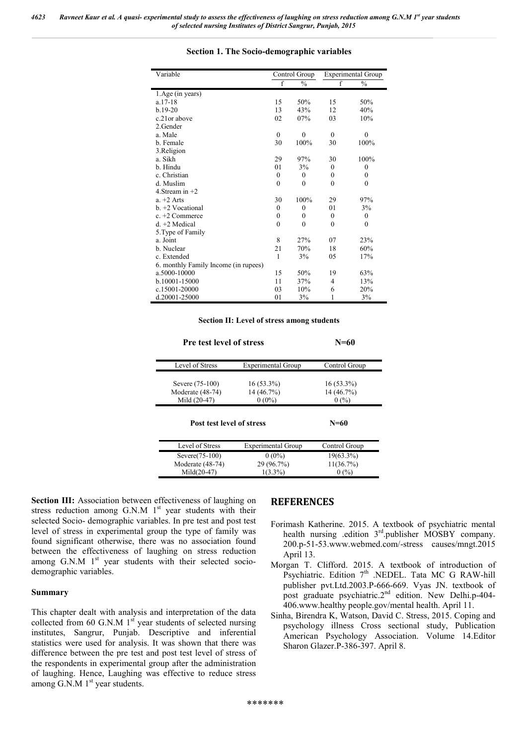## Section 1. The Socio-demographic variables

| Variable | Control Group | | Experimental Group | |
|---|---|---|---|---|
| | f | % | f | % |
| 1.Age (in years) | | | | |
| a.17-18 | 15 | 50% | 15 | 50% |
| b.19-20 | 13 | 43% | 12 | 40% |
| c.21or above | 02 | 07% | 03 | 10% |
| 2.Gender | | | | |
| a. Male | 0 | 0 | 0 | 0 |
| b. Female | 30 | 100% | 30 | 100% |
| 3.Religion | | | | |
| a. Sikh | 29 | 97% | 30 | 100% |
| b. Hindu | 01 | 3% | 0 | 0 |
| c. Christian | 0 | 0 | 0 | 0 |
| d. Muslim | 0 | 0 | 0 | 0 |
| 4.Stream in +2 | | | | |
| a. +2 Arts | 30 | 100% | 29 | 97% |
| b. +2 Vocational | 0 | 0 | 01 | 3% |
| c. +2 Commerce | 0 | 0 | 0 | 0 |
| d. +2 Medical | 0 | 0 | 0 | 0 |
| 5.Type of Family | | | | |
| a. Joint | 8 | 27% | 07 | 23% |
| b. Nuclear | 21 | 70% | 18 | 60% |
| c. Extended | 1 | 3% | 05 | 17% |
| 6. monthly Family Income (in rupees) | | | | |
| a.5000-10000 | 15 | 50% | 19 | 63% |
| b.10001-15000 | 11 | 37% | 4 | 13% |
| c.15001-20000 | 03 | 10% | 6 | 20% |
| d.20001-25000 | 01 | 3% | 1 | 3% |

## Section II: Level of stress among students

**Pre test level of stress** **N=60**

| Level of Stress | Experimental Group | Control Group |
|---|---|---|
| Severe (75-100) | 16 (53.3%) | 16 (53.3%) |
| Moderate (48-74) | 14 (46.7%) | 14 (46.7%) |
| Mild (20-47) | 0 (0%) | 0 (%) |

**Post test level of stress** **N=60**

| Level of Stress | Experimental Group | Control Group |
|---|---|---|
| Severe(75-100) | 0 (0%) | 19(63.3%) |
| Moderate (48-74) | 29 (96.7%) | 11(36.7%) |
| Mild(20-47) | 1(3.3%) | 0 (%) |

**Section III:** Association between effectiveness of laughing on stress reduction among G.N.M 1st year students with their selected Socio- demographic variables. In pre test and post test level of stress in experimental group the type of family was found significant otherwise, there was no association found between the effectiveness of laughing on stress reduction among G.N.M 1st year students with their selected socio-demographic variables.

### Summary

This chapter dealt with analysis and interpretation of the data collected from 60 G.N.M 1st year students of selected nursing institutes, Sangrur, Punjab. Descriptive and inferential statistics were used for analysis. It was shown that there was difference between the pre test and post test level of stress of the respondents in experimental group after the administration of laughing. Hence, Laughing was effective to reduce stress among G.N.M 1st year students.

## REFERENCES

Forimash Katherine. 2015. A textbook of psychiatric mental health nursing .edition 3rd.publisher MOSBY company. 200.p-51-53.www.webmed.com/-stress causes/mngt.2015 April 13.

Morgan T. Clifford. 2015. A textbook of introduction of Psychiatric. Edition 7th .NEDEL. Tata MC G RAW-hill publisher pvt.Ltd.2003.P-666-669. Vyas JN. textbook of post graduate psychiatric.2nd edition. New Delhi.p-404-406.www.healthy people.gov/mental health. April 11.

Sinha, Birendra K, Watson, David C. Stress, 2015. Coping and psychology illness Cross sectional study, Publication American Psychology Association. Volume 14.Editor Sharon Glazer.P-386-397. April 8.

*******